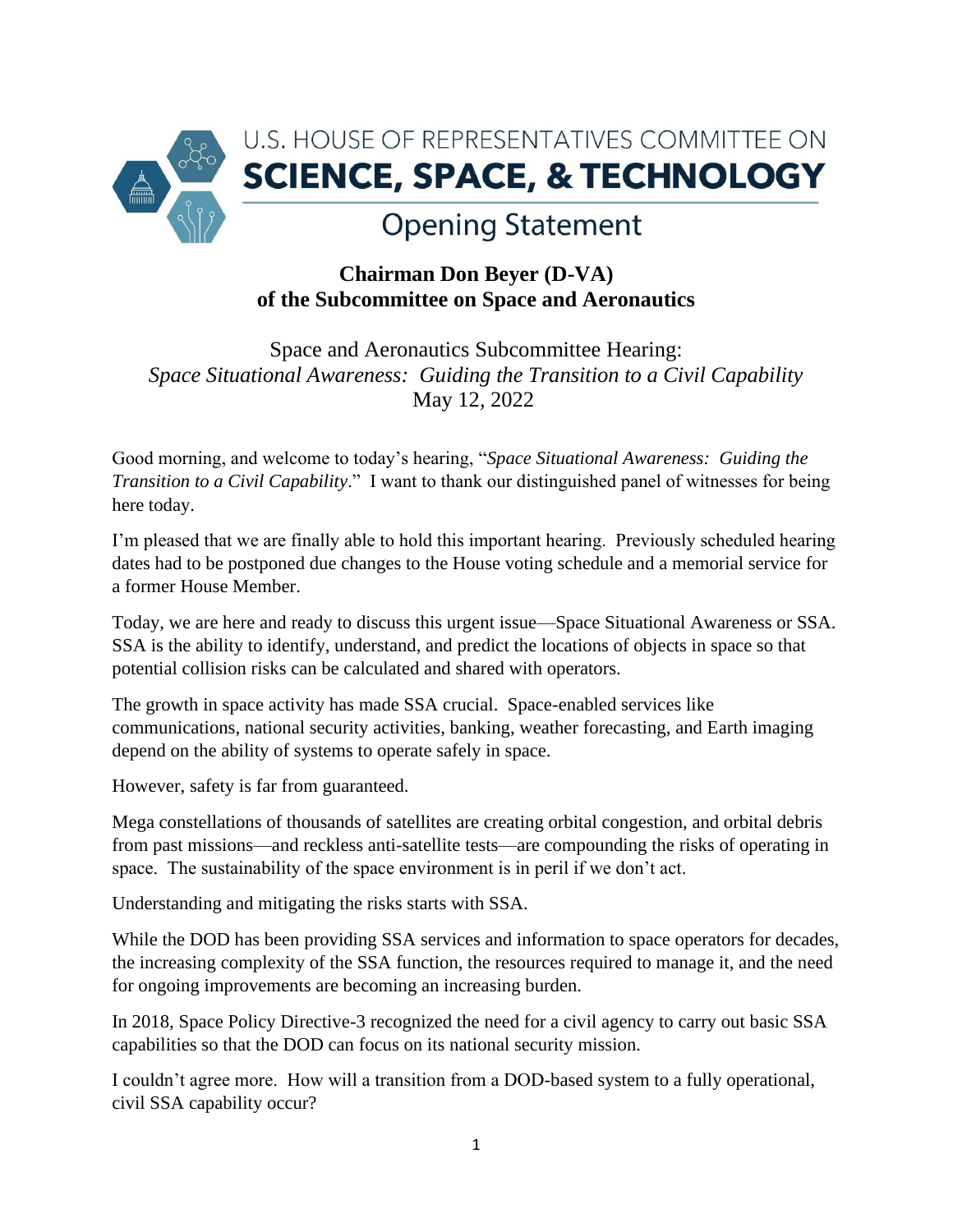# U.S. HOUSE OF REPRESENTATIVES COMMITTEE ON SCIENCE, SPACE, & TECHNOLOGY

## Opening Statement

**Chairman Don Beyer (D-VA)**
**of the Subcommittee on Space and Aeronautics**

Space and Aeronautics Subcommittee Hearing:
*Space Situational Awareness: Guiding the Transition to a Civil Capability*
May 12, 2022

Good morning, and welcome to today's hearing, "*Space Situational Awareness: Guiding the Transition to a Civil Capability*." I want to thank our distinguished panel of witnesses for being here today.

I'm pleased that we are finally able to hold this important hearing. Previously scheduled hearing dates had to be postponed due changes to the House voting schedule and a memorial service for a former House Member.

Today, we are here and ready to discuss this urgent issue—Space Situational Awareness or SSA. SSA is the ability to identify, understand, and predict the locations of objects in space so that potential collision risks can be calculated and shared with operators.

The growth in space activity has made SSA crucial. Space-enabled services like communications, national security activities, banking, weather forecasting, and Earth imaging depend on the ability of systems to operate safely in space.

However, safety is far from guaranteed.

Mega constellations of thousands of satellites are creating orbital congestion, and orbital debris from past missions—and reckless anti-satellite tests—are compounding the risks of operating in space. The sustainability of the space environment is in peril if we don't act.

Understanding and mitigating the risks starts with SSA.

While the DOD has been providing SSA services and information to space operators for decades, the increasing complexity of the SSA function, the resources required to manage it, and the need for ongoing improvements are becoming an increasing burden.

In 2018, Space Policy Directive-3 recognized the need for a civil agency to carry out basic SSA capabilities so that the DOD can focus on its national security mission.

I couldn't agree more. How will a transition from a DOD-based system to a fully operational, civil SSA capability occur?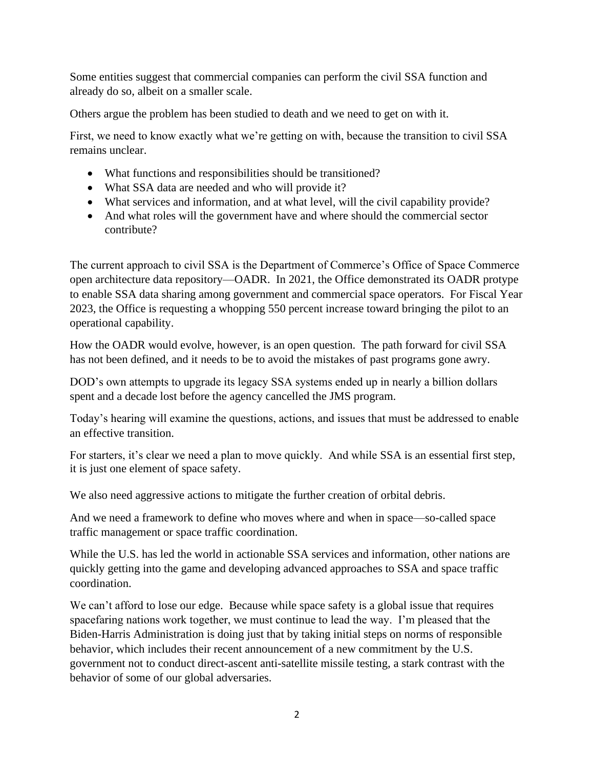Some entities suggest that commercial companies can perform the civil SSA function and already do so, albeit on a smaller scale.

Others argue the problem has been studied to death and we need to get on with it.

First, we need to know exactly what we're getting on with, because the transition to civil SSA remains unclear.

- What functions and responsibilities should be transitioned?
- What SSA data are needed and who will provide it?
- What services and information, and at what level, will the civil capability provide?
- And what roles will the government have and where should the commercial sector contribute?

The current approach to civil SSA is the Department of Commerce's Office of Space Commerce open architecture data repository—OADR. In 2021, the Office demonstrated its OADR protype to enable SSA data sharing among government and commercial space operators. For Fiscal Year 2023, the Office is requesting a whopping 550 percent increase toward bringing the pilot to an operational capability.

How the OADR would evolve, however, is an open question. The path forward for civil SSA has not been defined, and it needs to be to avoid the mistakes of past programs gone awry.

DOD's own attempts to upgrade its legacy SSA systems ended up in nearly a billion dollars spent and a decade lost before the agency cancelled the JMS program.

Today's hearing will examine the questions, actions, and issues that must be addressed to enable an effective transition.

For starters, it's clear we need a plan to move quickly. And while SSA is an essential first step, it is just one element of space safety.

We also need aggressive actions to mitigate the further creation of orbital debris.

And we need a framework to define who moves where and when in space—so-called space traffic management or space traffic coordination.

While the U.S. has led the world in actionable SSA services and information, other nations are quickly getting into the game and developing advanced approaches to SSA and space traffic coordination.

We can't afford to lose our edge. Because while space safety is a global issue that requires spacefaring nations work together, we must continue to lead the way. I'm pleased that the Biden-Harris Administration is doing just that by taking initial steps on norms of responsible behavior, which includes their recent announcement of a new commitment by the U.S. government not to conduct direct-ascent anti-satellite missile testing, a stark contrast with the behavior of some of our global adversaries.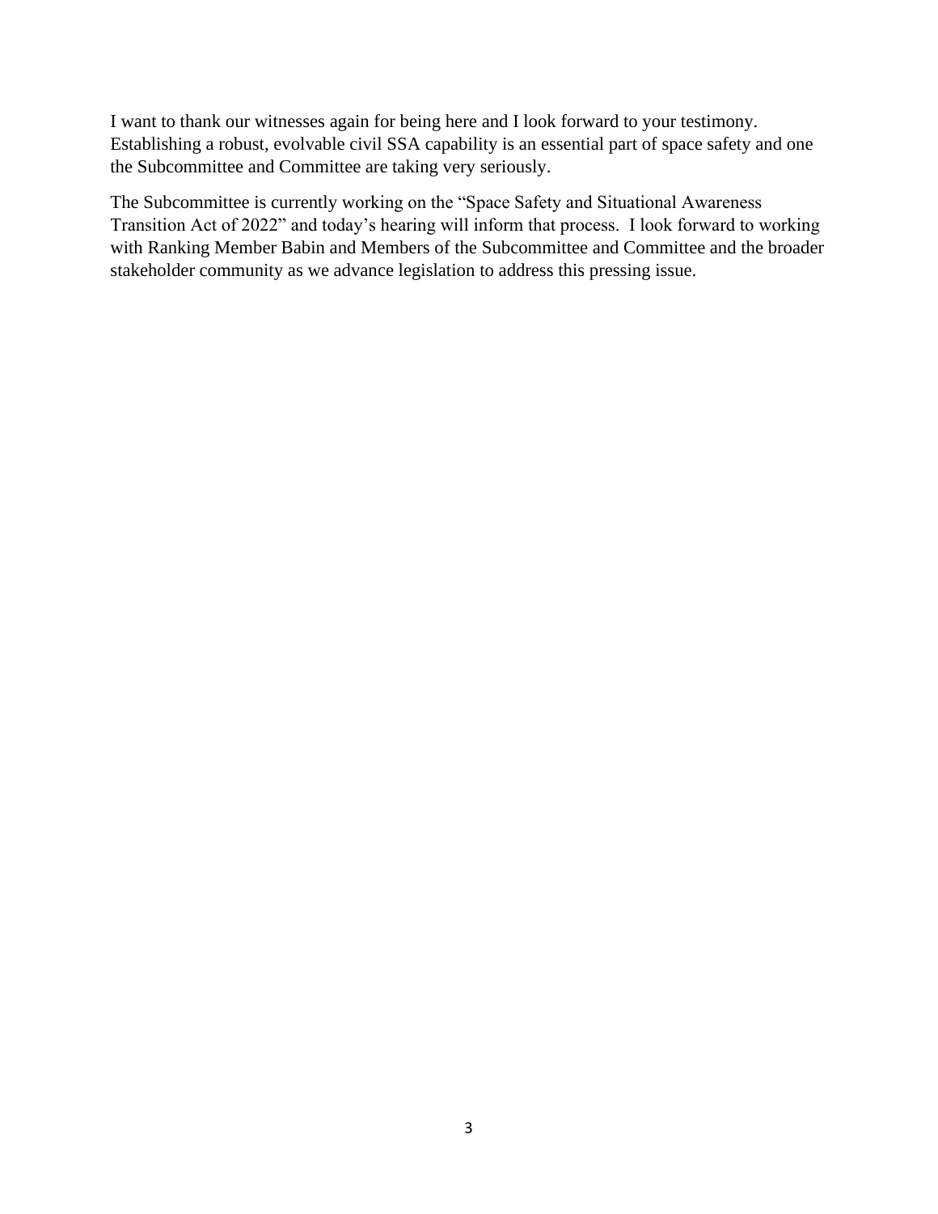I want to thank our witnesses again for being here and I look forward to your testimony. Establishing a robust, evolvable civil SSA capability is an essential part of space safety and one the Subcommittee and Committee are taking very seriously.

The Subcommittee is currently working on the "Space Safety and Situational Awareness Transition Act of 2022" and today's hearing will inform that process. I look forward to working with Ranking Member Babin and Members of the Subcommittee and Committee and the broader stakeholder community as we advance legislation to address this pressing issue.